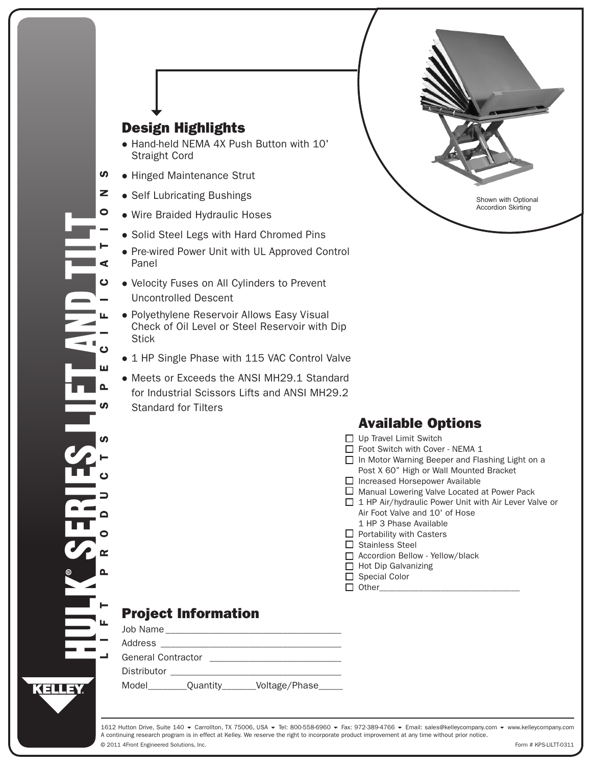# HULK® SERIES LIFT AND TILT

LIFT PRODUCTS SPECIFICATIONS

## Design Highlights

- Hand-held NEMA 4X Push Button with 10' Straight Cord
- Hinged Maintenance Strut
- Self Lubricating Bushings
- Wire Braided Hydraulic Hoses
- Solid Steel Legs with Hard Chromed Pins
- Pre-wired Power Unit with UL Approved Control Panel
- Velocity Fuses on All Cylinders to Prevent Uncontrolled Descent
- Polyethylene Reservoir Allows Easy Visual Check of Oil Level or Steel Reservoir with Dip Stick
- 1 HP Single Phase with 115 VAC Control Valve
- Meets or Exceeds the ANSI MH29.1 Standard for Industrial Scissors Lifts and ANSI MH29.2 Standard for Tilters

Shown with Optional Accordion Skirting

## Available Options

- ☐ Up Travel Limit Switch
- ☐ Foot Switch with Cover - NEMA 1
- ☐ In Motor Warning Beeper and Flashing Light on a Post X 60" High or Wall Mounted Bracket
- ☐ Increased Horsepower Available
- ☐ Manual Lowering Valve Located at Power Pack
- ☐ 1 HP Air/hydraulic Power Unit with Air Lever Valve or Air Foot Valve and 10' of Hose
  1 HP 3 Phase Available
- ☐ Portability with Casters
- ☐ Stainless Steel
- ☐ Accordion Bellow - Yellow/black
- ☐ Hot Dip Galvanizing
- ☐ Special Color
- ☐ Other______________________________

## Project Information

Job Name___________________________________

Address ___________________________________

General Contractor __________________________

Distributor _________________________________

Model________Quantity_______Voltage/Phase_____

KELLEY

1612 Hutton Drive, Suite 140 ▾ Carrollton, TX 75006, USA ▾ Tel: 800-558-6960 ▾ Fax: 972-389-4766 ▾ Email: sales@kelleycompany.com ▾ www.kelleycompany.com

A continuing research program is in effect at Kelley. We reserve the right to incorporate product improvement at any time without prior notice.

© 2011 4Front Engineered Solutions, Inc.

Form # KPS-LILTT-0311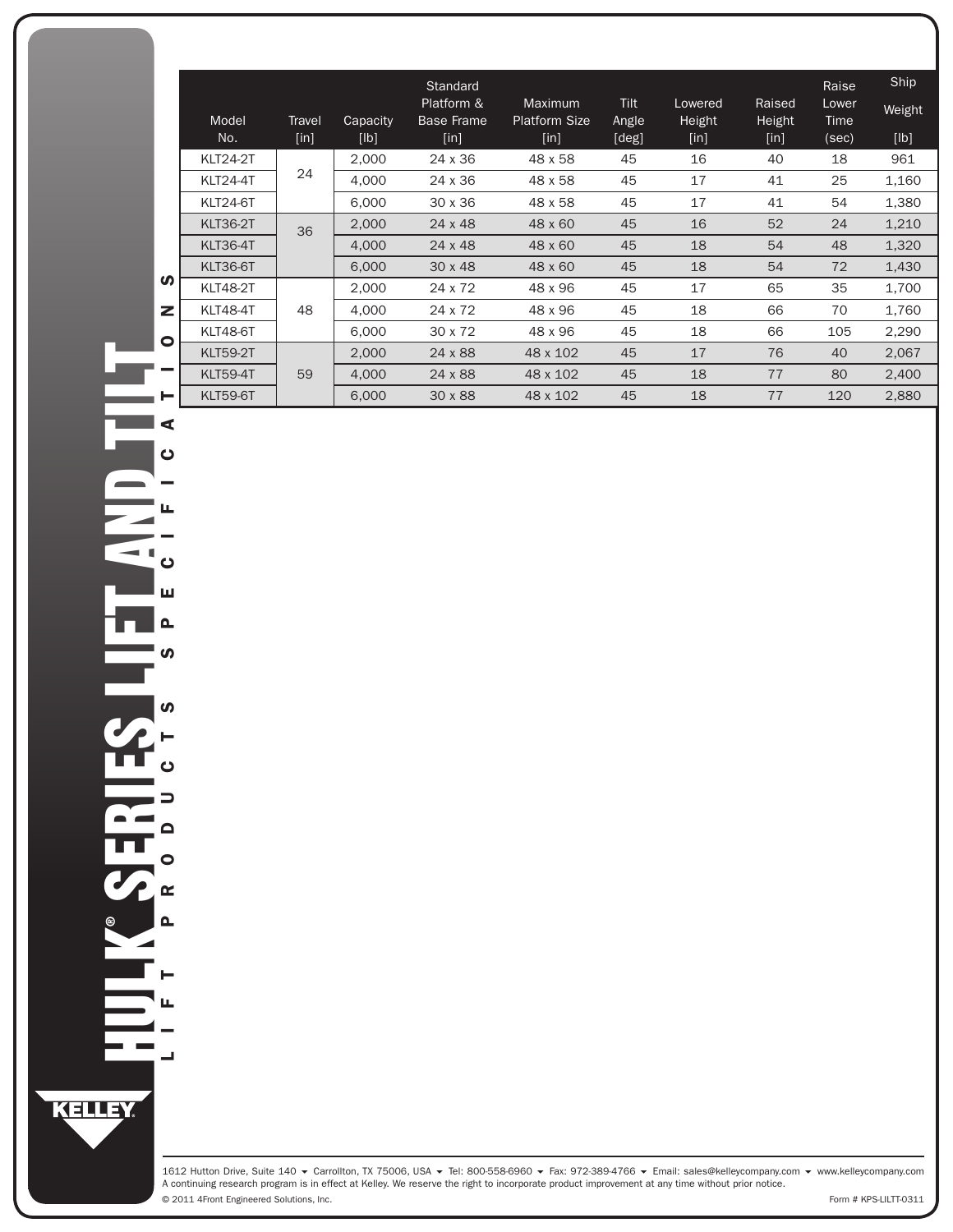# HULK® SERIES LIFT AND TILT

LIFT PRODUCTS SPECIFICATIONS

| Model No. | Travel [in] | Capacity [lb] | Standard Platform & Base Frame [in] | Maximum Platform Size [in] | Tilt Angle [deg] | Lowered Height [in] | Raised Height [in] | Raise Lower Time (sec) | Ship Weight [lb] |
|---|---|---|---|---|---|---|---|---|---|
| KLT24-2T | 24 | 2,000 | 24 x 36 | 48 x 58 | 45 | 16 | 40 | 18 | 961 |
| KLT24-4T | | 4,000 | 24 x 36 | 48 x 58 | 45 | 17 | 41 | 25 | 1,160 |
| KLT24-6T | | 6,000 | 30 x 36 | 48 x 58 | 45 | 17 | 41 | 54 | 1,380 |
| KLT36-2T | 36 | 2,000 | 24 x 48 | 48 x 60 | 45 | 16 | 52 | 24 | 1,210 |
| KLT36-4T | | 4,000 | 24 x 48 | 48 x 60 | 45 | 18 | 54 | 48 | 1,320 |
| KLT36-6T | | 6,000 | 30 x 48 | 48 x 60 | 45 | 18 | 54 | 72 | 1,430 |
| KLT48-2T | 48 | 2,000 | 24 x 72 | 48 x 96 | 45 | 17 | 65 | 35 | 1,700 |
| KLT48-4T | | 4,000 | 24 x 72 | 48 x 96 | 45 | 18 | 66 | 70 | 1,760 |
| KLT48-6T | | 6,000 | 30 x 72 | 48 x 96 | 45 | 18 | 66 | 105 | 2,290 |
| KLT59-2T | 59 | 2,000 | 24 x 88 | 48 x 102 | 45 | 17 | 76 | 40 | 2,067 |
| KLT59-4T | | 4,000 | 24 x 88 | 48 x 102 | 45 | 18 | 77 | 80 | 2,400 |
| KLT59-6T | | 6,000 | 30 x 88 | 48 x 102 | 45 | 18 | 77 | 120 | 2,880 |

KELLEY

1612 Hutton Drive, Suite 140 ▾ Carrollton, TX 75006, USA ▾ Tel: 800-558-6960 ▾ Fax: 972-389-4766 ▾ Email: sales@kelleycompany.com ▾ www.kelleycompany.com

A continuing research program is in effect at Kelley. We reserve the right to incorporate product improvement at any time without prior notice.

© 2011 4Front Engineered Solutions, Inc.

Form # KPS-LILTT-0311